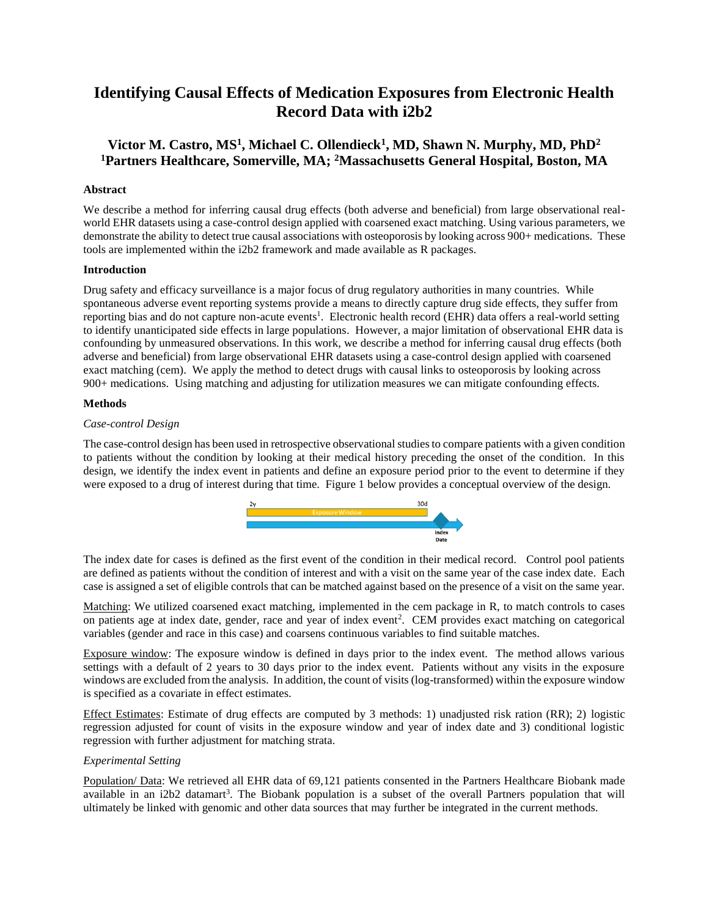# Identifying Causal Effects of Medication Exposures from Electronic Health Record Data with i2b2

## Victor M. Castro, MS[1], Michael C. Ollendieck[1], MD, Shawn N. Murphy, MD, PhD[2]
## [1]Partners Healthcare, Somerville, MA; [2]Massachusetts General Hospital, Boston, MA

**Abstract**

We describe a method for inferring causal drug effects (both adverse and beneficial) from large observational real-world EHR datasets using a case-control design applied with coarsened exact matching. Using various parameters, we demonstrate the ability to detect true causal associations with osteoporosis by looking across 900+ medications. These tools are implemented within the i2b2 framework and made available as R packages.

**Introduction**

Drug safety and efficacy surveillance is a major focus of drug regulatory authorities in many countries. While spontaneous adverse event reporting systems provide a means to directly capture drug side effects, they suffer from reporting bias and do not capture non-acute events[1]. Electronic health record (EHR) data offers a real-world setting to identify unanticipated side effects in large populations. However, a major limitation of observational EHR data is confounding by unmeasured observations. In this work, we describe a method for inferring causal drug effects (both adverse and beneficial) from large observational EHR datasets using a case-control design applied with coarsened exact matching (cem). We apply the method to detect drugs with causal links to osteoporosis by looking across 900+ medications. Using matching and adjusting for utilization measures we can mitigate confounding effects.

**Methods**

*Case-control Design*

The case-control design has been used in retrospective observational studies to compare patients with a given condition to patients without the condition by looking at their medical history preceding the onset of the condition. In this design, we identify the index event in patients and define an exposure period prior to the event to determine if they were exposed to a drug of interest during that time. Figure 1 below provides a conceptual overview of the design.

2y — Exposure Window — 30d — Index Date

The index date for cases is defined as the first event of the condition in their medical record. Control pool patients are defined as patients without the condition of interest and with a visit on the same year of the case index date. Each case is assigned a set of eligible controls that can be matched against based on the presence of a visit on the same year.

Matching: We utilized coarsened exact matching, implemented in the cem package in R, to match controls to cases on patients age at index date, gender, race and year of index event[2]. CEM provides exact matching on categorical variables (gender and race in this case) and coarsens continuous variables to find suitable matches.

Exposure window: The exposure window is defined in days prior to the index event. The method allows various settings with a default of 2 years to 30 days prior to the index event. Patients without any visits in the exposure windows are excluded from the analysis. In addition, the count of visits (log-transformed) within the exposure window is specified as a covariate in effect estimates.

Effect Estimates: Estimate of drug effects are computed by 3 methods: 1) unadjusted risk ration (RR); 2) logistic regression adjusted for count of visits in the exposure window and year of index date and 3) conditional logistic regression with further adjustment for matching strata.

*Experimental Setting*

Population/ Data: We retrieved all EHR data of 69,121 patients consented in the Partners Healthcare Biobank made available in an i2b2 datamart[3]. The Biobank population is a subset of the overall Partners population that will ultimately be linked with genomic and other data sources that may further be integrated in the current methods.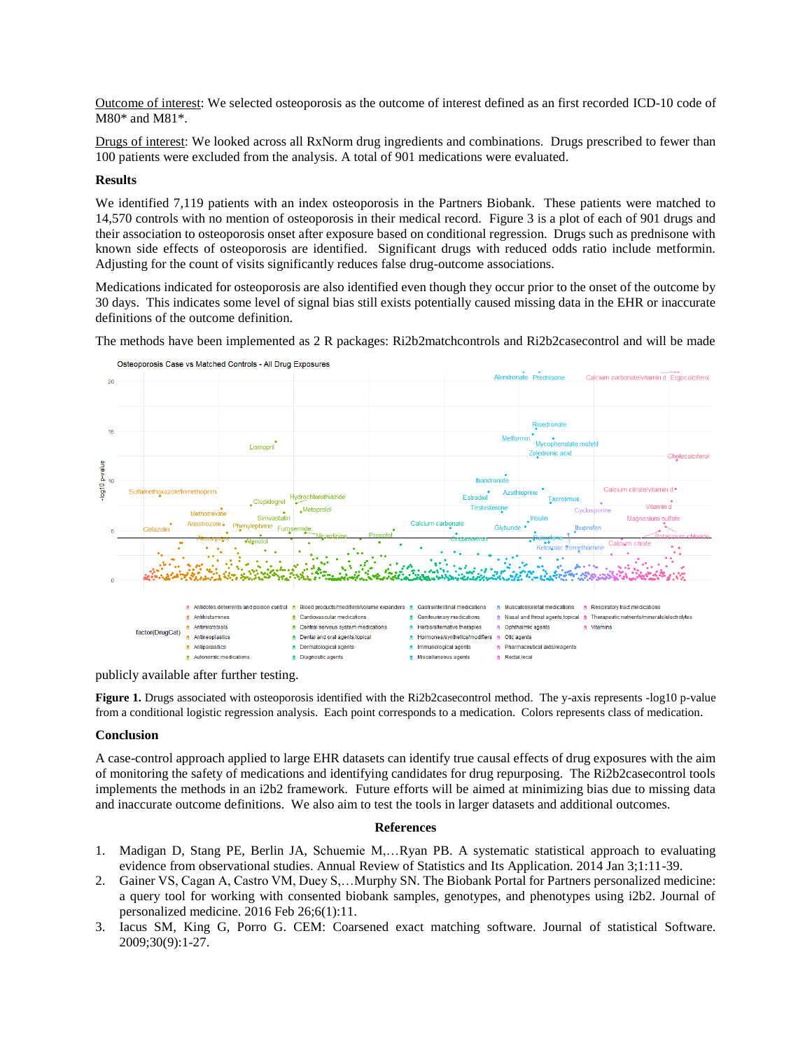Outcome of interest: We selected osteoporosis as the outcome of interest defined as an first recorded ICD-10 code of M80* and M81*.

Drugs of interest: We looked across all RxNorm drug ingredients and combinations. Drugs prescribed to fewer than 100 patients were excluded from the analysis. A total of 901 medications were evaluated.

### Results

We identified 7,119 patients with an index osteoporosis in the Partners Biobank. These patients were matched to 14,570 controls with no mention of osteoporosis in their medical record. Figure 3 is a plot of each of 901 drugs and their association to osteoporosis onset after exposure based on conditional regression. Drugs such as prednisone with known side effects of osteoporosis are identified. Significant drugs with reduced odds ratio include metformin. Adjusting for the count of visits significantly reduces false drug-outcome associations.

Medications indicated for osteoporosis are also identified even though they occur prior to the onset of the outcome by 30 days. This indicates some level of signal bias still exists potentially caused missing data in the EHR or inaccurate definitions of the outcome definition.

The methods have been implemented as 2 R packages: Ri2b2matchcontrols and Ri2b2casecontrol and will be made publicly available after further testing.

Osteoporosis Case vs Matched Controls - All Drug Exposures

-log10 p-value

0
5
10
15
20

Alendronate
Prednisone
Calcium carbonate/vitamin d
Ergocalciferol
Risedronate
Metformin
Mycophenolate mofetil
Lisinopril
Zoledronic acid
Cholecalciferol
Ibandronate
Sulfamethoxazole/trimethoprim
Hydrochlorothiazide
Estradiol
Azathioprine
Calcium citrate/vitamin d
Clopidogrel
Tacrolimus
Metoprolol
Testosterone
Vitamin d
Methotrexate
Cyclosporine
Simvastatin
Insulin
Magnesium sulfate
Anastrozole
Phenylephrine
Calcium carbonate
Furosemide
Glyburide
Ibuprofen
Cefazolin
Nicardipine
Propofol
Potassium chloride
Atorvastatin
Ondansetron
Atenolol
Calcium citrate
Ketorolac tromethamine

factor(DrugCat)

Antidotes,deterrents and poison control
Antihistamines
Antimicrobials
Antineoplastics
Antiparasitics
Autonomic medications
Blood products/modifiers/volume expanders
Cardiovascular medications
Central nervous system medications
Dental and oral agents,topical
Dermatological agents
Diagnostic agents
Gastrointestinal medications
Genitourinary medications
Herbs/alternative therapies
Hormones/synthetics/modifiers
Immunological agents
Miscellaneous agents
Musculoskeletal medications
Nasal and throat agents,topical
Opthalmic agents
Otic agents
Pharmaceutical aids/reagents
Rectal,local
Respiratory tract medications
Therapeutic nutrients/minerals/electrolytes
Vitamins

**Figure 1.** Drugs associated with osteoporosis identified with the Ri2b2casecontrol method. The y-axis represents -log10 p-value from a conditional logistic regression analysis. Each point corresponds to a medication. Colors represents class of medication.

### Conclusion

A case-control approach applied to large EHR datasets can identify true causal effects of drug exposures with the aim of monitoring the safety of medications and identifying candidates for drug repurposing. The Ri2b2casecontrol tools implements the methods in an i2b2 framework. Future efforts will be aimed at minimizing bias due to missing data and inaccurate outcome definitions. We also aim to test the tools in larger datasets and additional outcomes.

### References

1. Madigan D, Stang PE, Berlin JA, Schuemie M,…Ryan PB. A systematic statistical approach to evaluating evidence from observational studies. Annual Review of Statistics and Its Application. 2014 Jan 3;1:11-39.
2. Gainer VS, Cagan A, Castro VM, Duey S,…Murphy SN. The Biobank Portal for Partners personalized medicine: a query tool for working with consented biobank samples, genotypes, and phenotypes using i2b2. Journal of personalized medicine. 2016 Feb 26;6(1):11.
3. Iacus SM, King G, Porro G. CEM: Coarsened exact matching software. Journal of statistical Software. 2009;30(9):1-27.